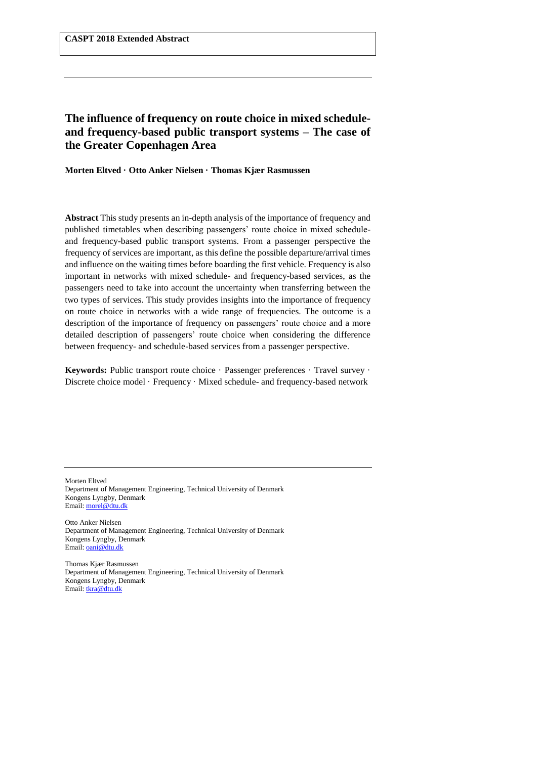**CASPT 2018 Extended Abstract**

# The influence of frequency on route choice in mixed schedule- and frequency-based public transport systems – The case of the Greater Copenhagen Area

**Morten Eltved · Otto Anker Nielsen · Thomas Kjær Rasmussen**

**Abstract** This study presents an in-depth analysis of the importance of frequency and published timetables when describing passengers' route choice in mixed schedule- and frequency-based public transport systems. From a passenger perspective the frequency of services are important, as this define the possible departure/arrival times and influence on the waiting times before boarding the first vehicle. Frequency is also important in networks with mixed schedule- and frequency-based services, as the passengers need to take into account the uncertainty when transferring between the two types of services. This study provides insights into the importance of frequency on route choice in networks with a wide range of frequencies. The outcome is a description of the importance of frequency on passengers' route choice and a more detailed description of passengers' route choice when considering the difference between frequency- and schedule-based services from a passenger perspective.

**Keywords:** Public transport route choice · Passenger preferences · Travel survey · Discrete choice model · Frequency · Mixed schedule- and frequency-based network

---

Morten Eltved
Department of Management Engineering, Technical University of Denmark
Kongens Lyngby, Denmark
Email: morel@dtu.dk

Otto Anker Nielsen
Department of Management Engineering, Technical University of Denmark
Kongens Lyngby, Denmark
Email: oani@dtu.dk

Thomas Kjær Rasmussen
Department of Management Engineering, Technical University of Denmark
Kongens Lyngby, Denmark
Email: tkra@dtu.dk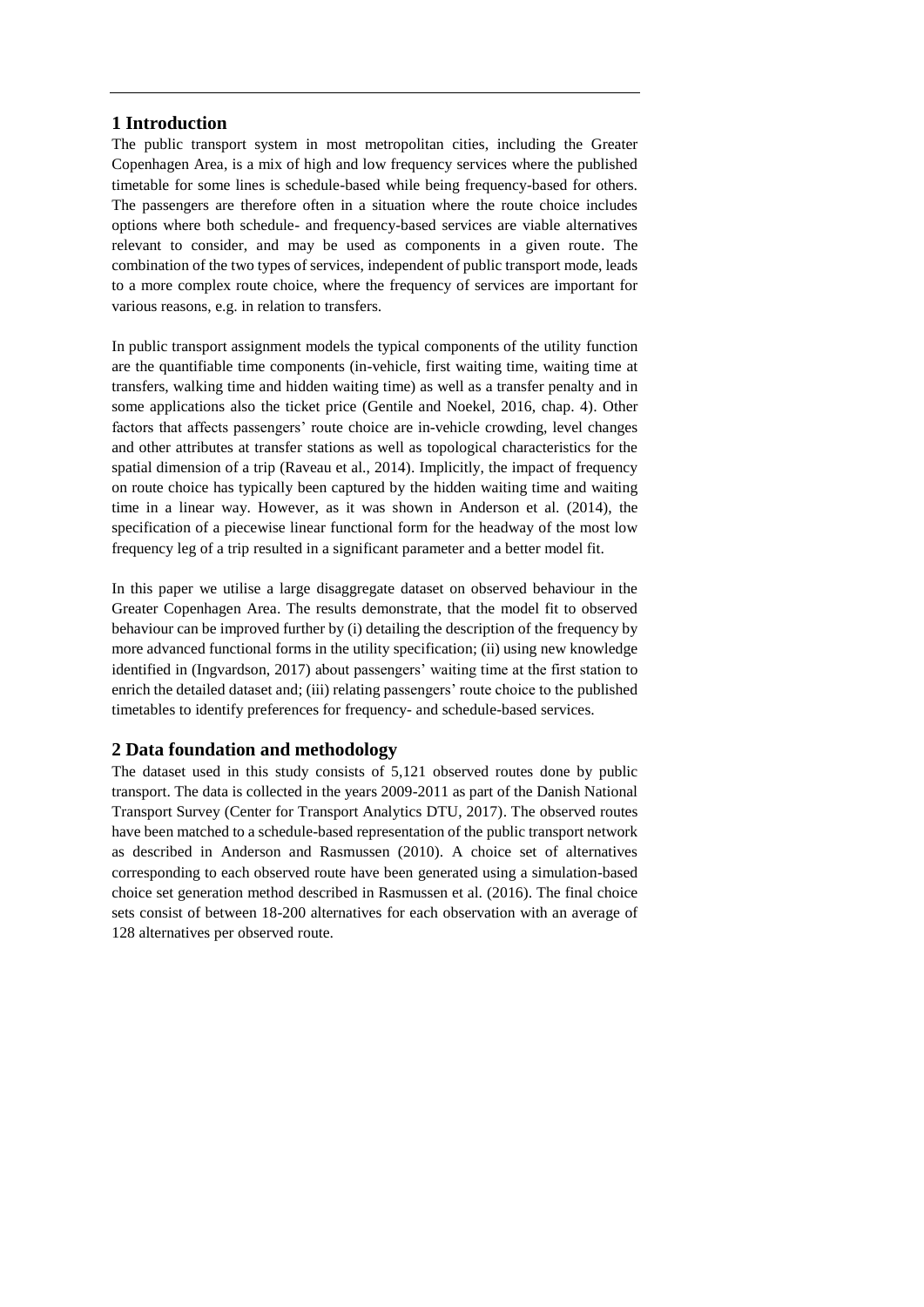## 1 Introduction

The public transport system in most metropolitan cities, including the Greater Copenhagen Area, is a mix of high and low frequency services where the published timetable for some lines is schedule-based while being frequency-based for others. The passengers are therefore often in a situation where the route choice includes options where both schedule- and frequency-based services are viable alternatives relevant to consider, and may be used as components in a given route. The combination of the two types of services, independent of public transport mode, leads to a more complex route choice, where the frequency of services are important for various reasons, e.g. in relation to transfers.

In public transport assignment models the typical components of the utility function are the quantifiable time components (in-vehicle, first waiting time, waiting time at transfers, walking time and hidden waiting time) as well as a transfer penalty and in some applications also the ticket price (Gentile and Noekel, 2016, chap. 4). Other factors that affects passengers' route choice are in-vehicle crowding, level changes and other attributes at transfer stations as well as topological characteristics for the spatial dimension of a trip (Raveau et al., 2014). Implicitly, the impact of frequency on route choice has typically been captured by the hidden waiting time and waiting time in a linear way. However, as it was shown in Anderson et al. (2014), the specification of a piecewise linear functional form for the headway of the most low frequency leg of a trip resulted in a significant parameter and a better model fit.

In this paper we utilise a large disaggregate dataset on observed behaviour in the Greater Copenhagen Area. The results demonstrate, that the model fit to observed behaviour can be improved further by (i) detailing the description of the frequency by more advanced functional forms in the utility specification; (ii) using new knowledge identified in (Ingvardson, 2017) about passengers' waiting time at the first station to enrich the detailed dataset and; (iii) relating passengers' route choice to the published timetables to identify preferences for frequency- and schedule-based services.

## 2 Data foundation and methodology

The dataset used in this study consists of 5,121 observed routes done by public transport. The data is collected in the years 2009-2011 as part of the Danish National Transport Survey (Center for Transport Analytics DTU, 2017). The observed routes have been matched to a schedule-based representation of the public transport network as described in Anderson and Rasmussen (2010). A choice set of alternatives corresponding to each observed route have been generated using a simulation-based choice set generation method described in Rasmussen et al. (2016). The final choice sets consist of between 18-200 alternatives for each observation with an average of 128 alternatives per observed route.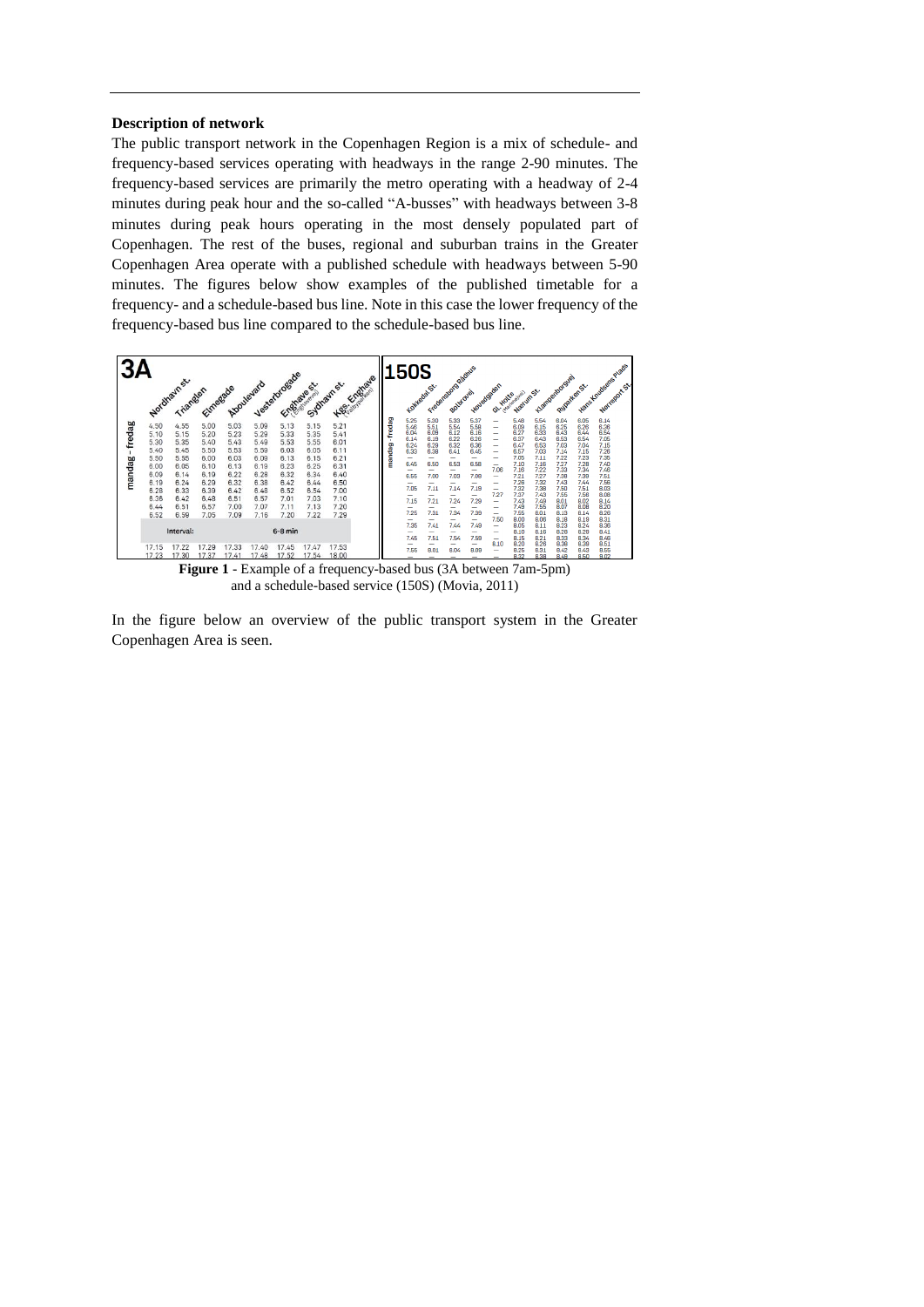**Description of network**

The public transport network in the Copenhagen Region is a mix of schedule- and frequency-based services operating with headways in the range 2-90 minutes. The frequency-based services are primarily the metro operating with a headway of 2-4 minutes during peak hour and the so-called "A-busses" with headways between 3-8 minutes during peak hours operating in the most densely populated part of Copenhagen. The rest of the buses, regional and suburban trains in the Greater Copenhagen Area operate with a published schedule with headways between 5-90 minutes. The figures below show examples of the published timetable for a frequency- and a schedule-based bus line. Note in this case the lower frequency of the frequency-based bus line compared to the schedule-based bus line.

**Figure 1** - Example of a frequency-based bus (3A between 7am-5pm) and a schedule-based service (150S) (Movia, 2011)

In the figure below an overview of the public transport system in the Greater Copenhagen Area is seen.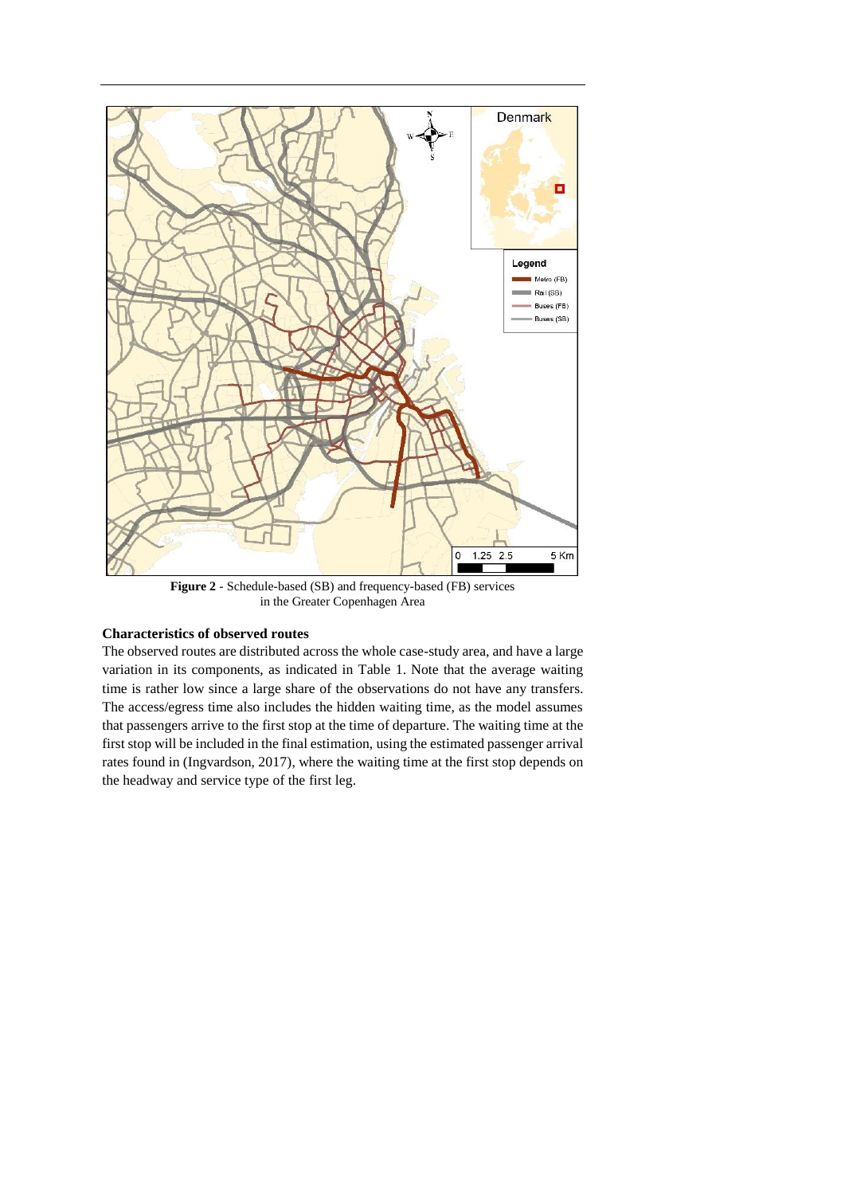**Figure 2** - Schedule-based (SB) and frequency-based (FB) services in the Greater Copenhagen Area

**Characteristics of observed routes**

The observed routes are distributed across the whole case-study area, and have a large variation in its components, as indicated in Table 1. Note that the average waiting time is rather low since a large share of the observations do not have any transfers. The access/egress time also includes the hidden waiting time, as the model assumes that passengers arrive to the first stop at the time of departure. The waiting time at the first stop will be included in the final estimation, using the estimated passenger arrival rates found in (Ingvardson, 2017), where the waiting time at the first stop depends on the headway and service type of the first leg.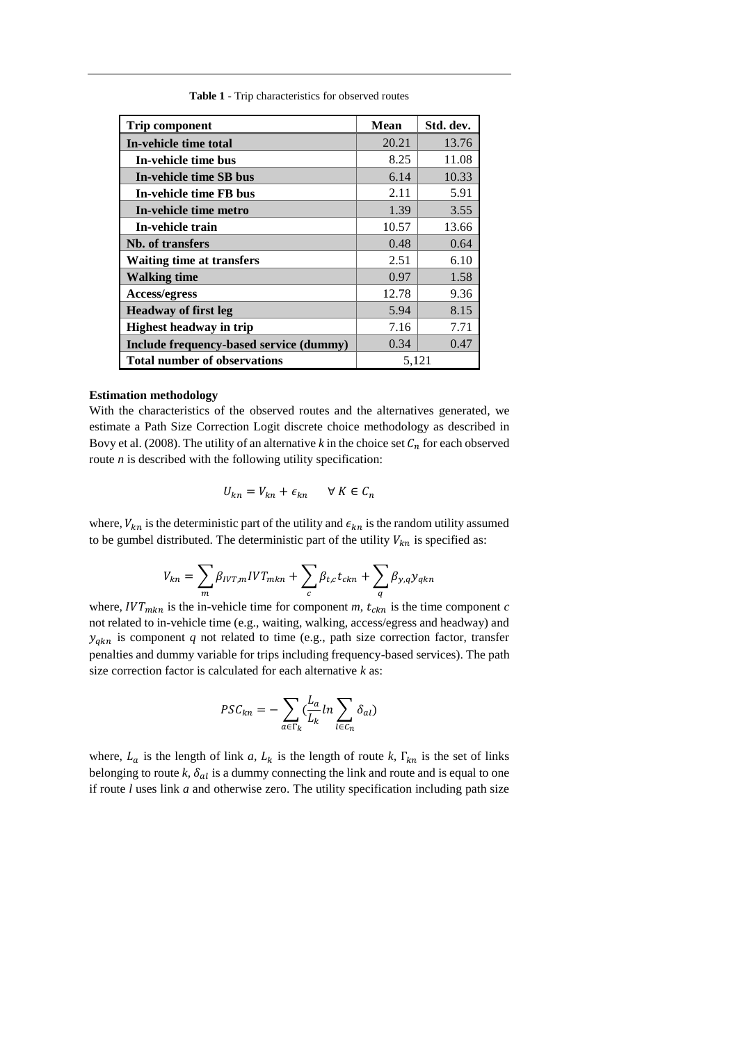**Table 1** - Trip characteristics for observed routes

| Trip component | Mean | Std. dev. |
|---|---|---|
| **In-vehicle time total** | 20.21 | 13.76 |
| **In-vehicle time bus** | 8.25 | 11.08 |
| **In-vehicle time SB bus** | 6.14 | 10.33 |
| **In-vehicle time FB bus** | 2.11 | 5.91 |
| **In-vehicle time metro** | 1.39 | 3.55 |
| **In-vehicle train** | 10.57 | 13.66 |
| **Nb. of transfers** | 0.48 | 0.64 |
| **Waiting time at transfers** | 2.51 | 6.10 |
| **Walking time** | 0.97 | 1.58 |
| **Access/egress** | 12.78 | 9.36 |
| **Headway of first leg** | 5.94 | 8.15 |
| **Highest headway in trip** | 7.16 | 7.71 |
| **Include frequency-based service (dummy)** | 0.34 | 0.47 |
| **Total number of observations** | 5,121 | |

**Estimation methodology**

With the characteristics of the observed routes and the alternatives generated, we estimate a Path Size Correction Logit discrete choice methodology as described in Bovy et al. (2008). The utility of an alternative *k* in the choice set $C_n$ for each observed route *n* is described with the following utility specification:

$$U_{kn} = V_{kn} + \epsilon_{kn} \qquad \forall K \in C_n$$

where, $V_{kn}$ is the deterministic part of the utility and $\epsilon_{kn}$ is the random utility assumed to be gumbel distributed. The deterministic part of the utility $V_{kn}$ is specified as:

$$V_{kn} = \sum_{m} \beta_{IVT,m} IVT_{mkn} + \sum_{c} \beta_{t,c} t_{ckn} + \sum_{q} \beta_{y,q} y_{qkn}$$

where, $IVT_{mkn}$ is the in-vehicle time for component *m*, $t_{ckn}$ is the time component *c* not related to in-vehicle time (e.g., waiting, walking, access/egress and headway) and $y_{qkn}$ is component *q* not related to time (e.g., path size correction factor, transfer penalties and dummy variable for trips including frequency-based services). The path size correction factor is calculated for each alternative *k* as:

$$PSC_{kn} = -\sum_{a \in \Gamma_k} \left(\frac{L_a}{L_k} ln \sum_{l \in C_n} \delta_{al}\right)$$

where, $L_a$ is the length of link *a*, $L_k$ is the length of route *k*, $\Gamma_{kn}$ is the set of links belonging to route *k*, $\delta_{al}$ is a dummy connecting the link and route and is equal to one if route *l* uses link *a* and otherwise zero. The utility specification including path size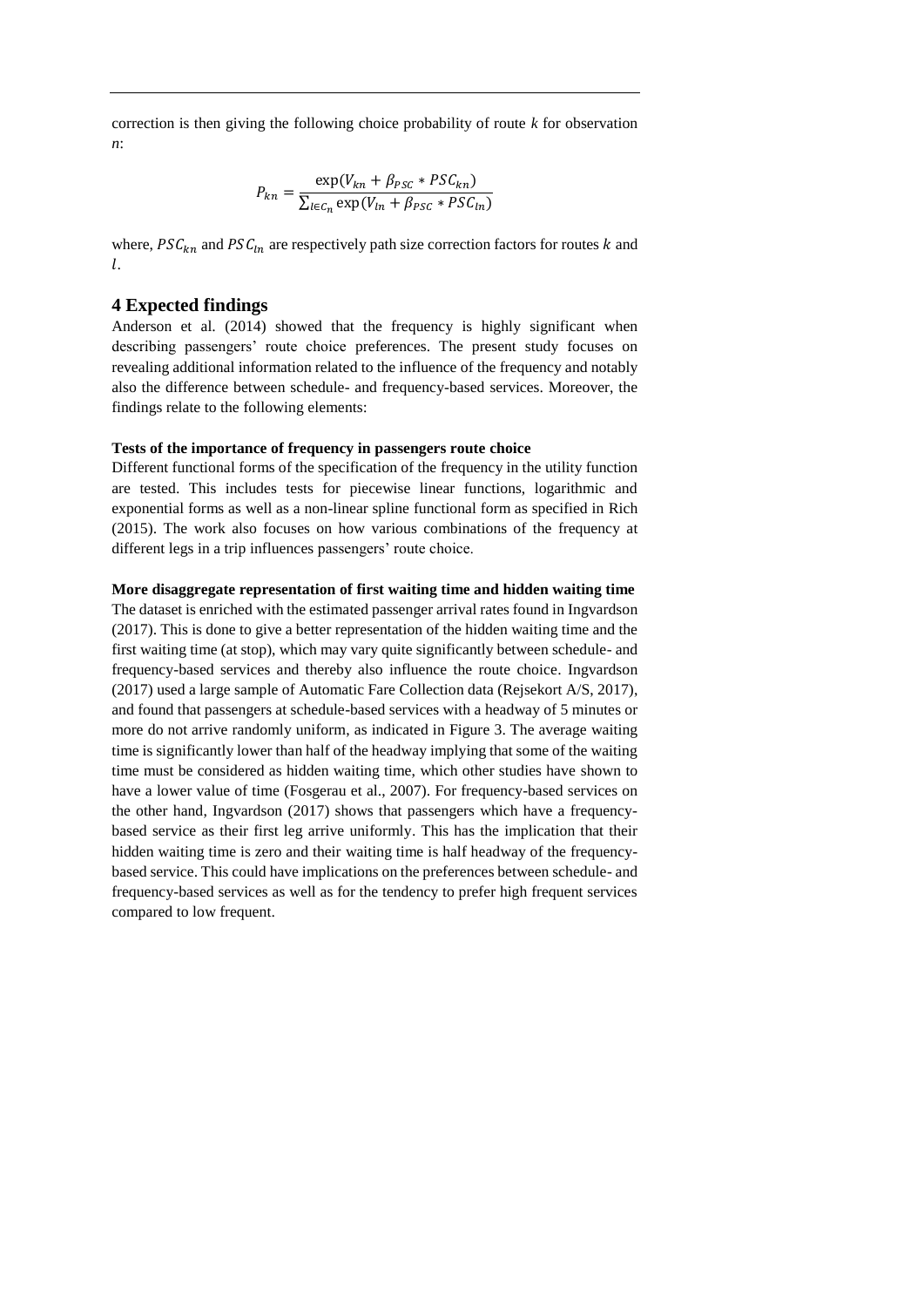correction is then giving the following choice probability of route $k$ for observation $n$:

$$P_{kn} = \frac{\exp(V_{kn} + \beta_{PSC} * PSC_{kn})}{\sum_{l \in C_n} \exp(V_{ln} + \beta_{PSC} * PSC_{ln})}$$

where, $PSC_{kn}$ and $PSC_{ln}$ are respectively path size correction factors for routes $k$ and $l$.

## 4 Expected findings

Anderson et al. (2014) showed that the frequency is highly significant when describing passengers' route choice preferences. The present study focuses on revealing additional information related to the influence of the frequency and notably also the difference between schedule- and frequency-based services. Moreover, the findings relate to the following elements:

**Tests of the importance of frequency in passengers route choice**

Different functional forms of the specification of the frequency in the utility function are tested. This includes tests for piecewise linear functions, logarithmic and exponential forms as well as a non-linear spline functional form as specified in Rich (2015). The work also focuses on how various combinations of the frequency at different legs in a trip influences passengers' route choice.

**More disaggregate representation of first waiting time and hidden waiting time**

The dataset is enriched with the estimated passenger arrival rates found in Ingvardson (2017). This is done to give a better representation of the hidden waiting time and the first waiting time (at stop), which may vary quite significantly between schedule- and frequency-based services and thereby also influence the route choice. Ingvardson (2017) used a large sample of Automatic Fare Collection data (Rejsekort A/S, 2017), and found that passengers at schedule-based services with a headway of 5 minutes or more do not arrive randomly uniform, as indicated in Figure 3. The average waiting time is significantly lower than half of the headway implying that some of the waiting time must be considered as hidden waiting time, which other studies have shown to have a lower value of time (Fosgerau et al., 2007). For frequency-based services on the other hand, Ingvardson (2017) shows that passengers which have a frequency-based service as their first leg arrive uniformly. This has the implication that their hidden waiting time is zero and their waiting time is half headway of the frequency-based service. This could have implications on the preferences between schedule- and frequency-based services as well as for the tendency to prefer high frequent services compared to low frequent.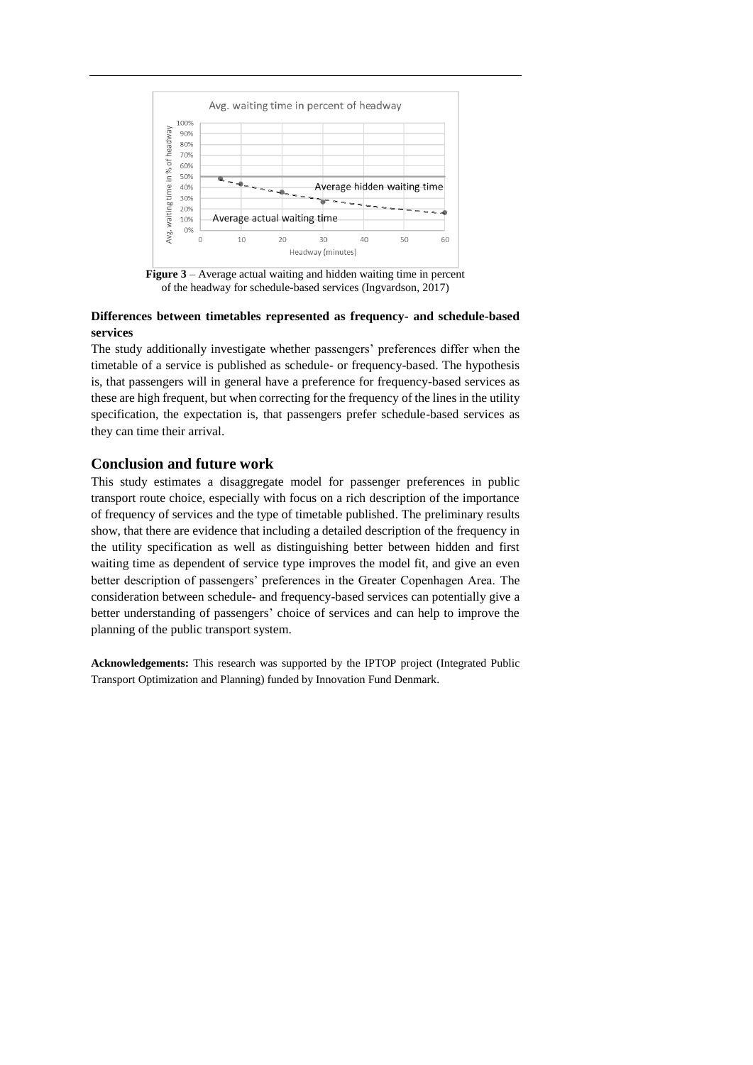**Figure 3** – Average actual waiting and hidden waiting time in percent of the headway for schedule-based services (Ingvardson, 2017)

**Differences between timetables represented as frequency- and schedule-based services**

The study additionally investigate whether passengers' preferences differ when the timetable of a service is published as schedule- or frequency-based. The hypothesis is, that passengers will in general have a preference for frequency-based services as these are high frequent, but when correcting for the frequency of the lines in the utility specification, the expectation is, that passengers prefer schedule-based services as they can time their arrival.

## Conclusion and future work

This study estimates a disaggregate model for passenger preferences in public transport route choice, especially with focus on a rich description of the importance of frequency of services and the type of timetable published. The preliminary results show, that there are evidence that including a detailed description of the frequency in the utility specification as well as distinguishing better between hidden and first waiting time as dependent of service type improves the model fit, and give an even better description of passengers' preferences in the Greater Copenhagen Area. The consideration between schedule- and frequency-based services can potentially give a better understanding of passengers' choice of services and can help to improve the planning of the public transport system.

**Acknowledgements:** This research was supported by the IPTOP project (Integrated Public Transport Optimization and Planning) funded by Innovation Fund Denmark.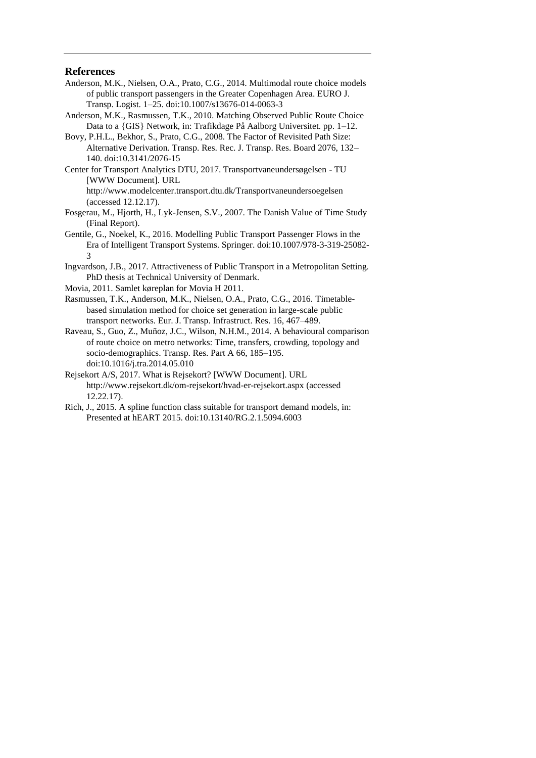## References

Anderson, M.K., Nielsen, O.A., Prato, C.G., 2014. Multimodal route choice models of public transport passengers in the Greater Copenhagen Area. EURO J. Transp. Logist. 1–25. doi:10.1007/s13676-014-0063-3

Anderson, M.K., Rasmussen, T.K., 2010. Matching Observed Public Route Choice Data to a {GIS} Network, in: Trafikdage På Aalborg Universitet. pp. 1–12.

Bovy, P.H.L., Bekhor, S., Prato, C.G., 2008. The Factor of Revisited Path Size: Alternative Derivation. Transp. Res. Rec. J. Transp. Res. Board 2076, 132–140. doi:10.3141/2076-15

Center for Transport Analytics DTU, 2017. Transportvaneundersøgelsen - TU [WWW Document]. URL http://www.modelcenter.transport.dtu.dk/Transportvaneundersoegelsen (accessed 12.12.17).

Fosgerau, M., Hjorth, H., Lyk-Jensen, S.V., 2007. The Danish Value of Time Study (Final Report).

Gentile, G., Noekel, K., 2016. Modelling Public Transport Passenger Flows in the Era of Intelligent Transport Systems. Springer. doi:10.1007/978-3-319-25082-3

Ingvardson, J.B., 2017. Attractiveness of Public Transport in a Metropolitan Setting. PhD thesis at Technical University of Denmark.

Movia, 2011. Samlet køreplan for Movia H 2011.

Rasmussen, T.K., Anderson, M.K., Nielsen, O.A., Prato, C.G., 2016. Timetable-based simulation method for choice set generation in large-scale public transport networks. Eur. J. Transp. Infrastruct. Res. 16, 467–489.

Raveau, S., Guo, Z., Muñoz, J.C., Wilson, N.H.M., 2014. A behavioural comparison of route choice on metro networks: Time, transfers, crowding, topology and socio-demographics. Transp. Res. Part A 66, 185–195. doi:10.1016/j.tra.2014.05.010

Rejsekort A/S, 2017. What is Rejsekort? [WWW Document]. URL http://www.rejsekort.dk/om-rejsekort/hvad-er-rejsekort.aspx (accessed 12.22.17).

Rich, J., 2015. A spline function class suitable for transport demand models, in: Presented at hEART 2015. doi:10.13140/RG.2.1.5094.6003